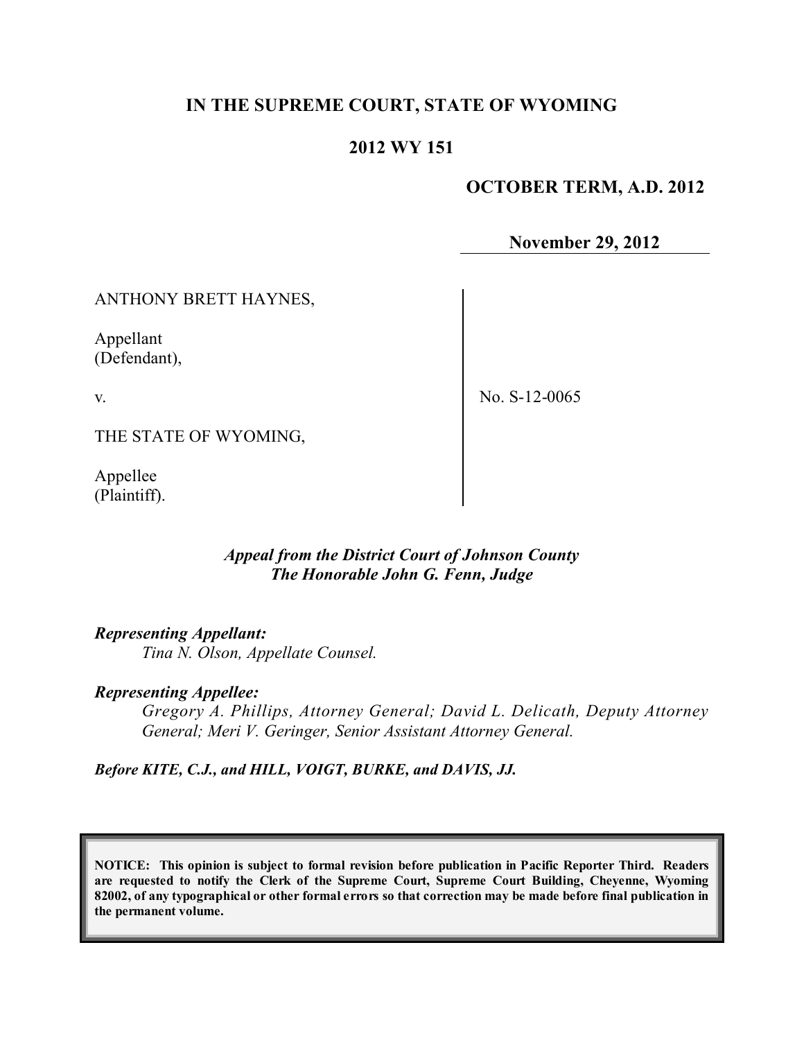# IN THE SUPREME COURT, STATE OF WYOMING

## 2012 WY 151

**OCTOBER TERM, A.D. 2012**

**November 29, 2012**

ANTHONY BRETT HAYNES,

Appellant
(Defendant),

v.

THE STATE OF WYOMING,

Appellee
(Plaintiff).

No. S-12-0065

*Appeal from the District Court of Johnson County*
*The Honorable John G. Fenn, Judge*

***Representing Appellant:***
*Tina N. Olson, Appellate Counsel.*

***Representing Appellee:***
*Gregory A. Phillips, Attorney General; David L. Delicath, Deputy Attorney General; Meri V. Geringer, Senior Assistant Attorney General.*

***Before KITE, C.J., and HILL, VOIGT, BURKE, and DAVIS, JJ.***

**NOTICE: This opinion is subject to formal revision before publication in Pacific Reporter Third. Readers are requested to notify the Clerk of the Supreme Court, Supreme Court Building, Cheyenne, Wyoming 82002, of any typographical or other formal errors so that correction may be made before final publication in the permanent volume.**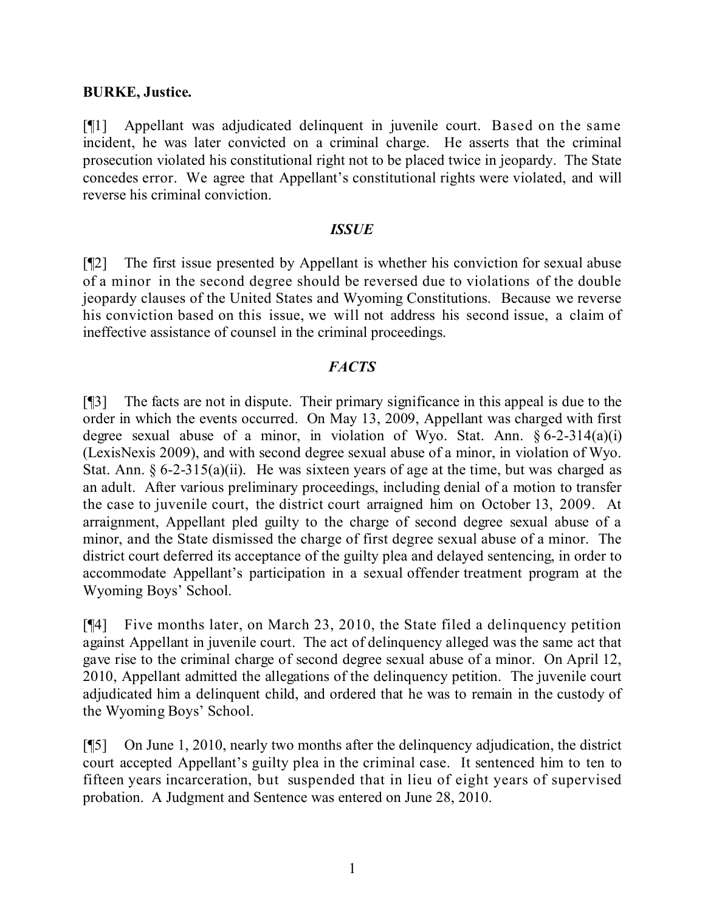**BURKE, Justice.**

[¶1] Appellant was adjudicated delinquent in juvenile court. Based on the same incident, he was later convicted on a criminal charge. He asserts that the criminal prosecution violated his constitutional right not to be placed twice in jeopardy. The State concedes error. We agree that Appellant's constitutional rights were violated, and will reverse his criminal conviction.

## *ISSUE*

[¶2] The first issue presented by Appellant is whether his conviction for sexual abuse of a minor in the second degree should be reversed due to violations of the double jeopardy clauses of the United States and Wyoming Constitutions. Because we reverse his conviction based on this issue, we will not address his second issue, a claim of ineffective assistance of counsel in the criminal proceedings.

## *FACTS*

[¶3] The facts are not in dispute. Their primary significance in this appeal is due to the order in which the events occurred. On May 13, 2009, Appellant was charged with first degree sexual abuse of a minor, in violation of Wyo. Stat. Ann. § 6-2-314(a)(i) (LexisNexis 2009), and with second degree sexual abuse of a minor, in violation of Wyo. Stat. Ann. § 6-2-315(a)(ii). He was sixteen years of age at the time, but was charged as an adult. After various preliminary proceedings, including denial of a motion to transfer the case to juvenile court, the district court arraigned him on October 13, 2009. At arraignment, Appellant pled guilty to the charge of second degree sexual abuse of a minor, and the State dismissed the charge of first degree sexual abuse of a minor. The district court deferred its acceptance of the guilty plea and delayed sentencing, in order to accommodate Appellant's participation in a sexual offender treatment program at the Wyoming Boys' School.

[¶4] Five months later, on March 23, 2010, the State filed a delinquency petition against Appellant in juvenile court. The act of delinquency alleged was the same act that gave rise to the criminal charge of second degree sexual abuse of a minor. On April 12, 2010, Appellant admitted the allegations of the delinquency petition. The juvenile court adjudicated him a delinquent child, and ordered that he was to remain in the custody of the Wyoming Boys' School.

[¶5] On June 1, 2010, nearly two months after the delinquency adjudication, the district court accepted Appellant's guilty plea in the criminal case. It sentenced him to ten to fifteen years incarceration, but suspended that in lieu of eight years of supervised probation. A Judgment and Sentence was entered on June 28, 2010.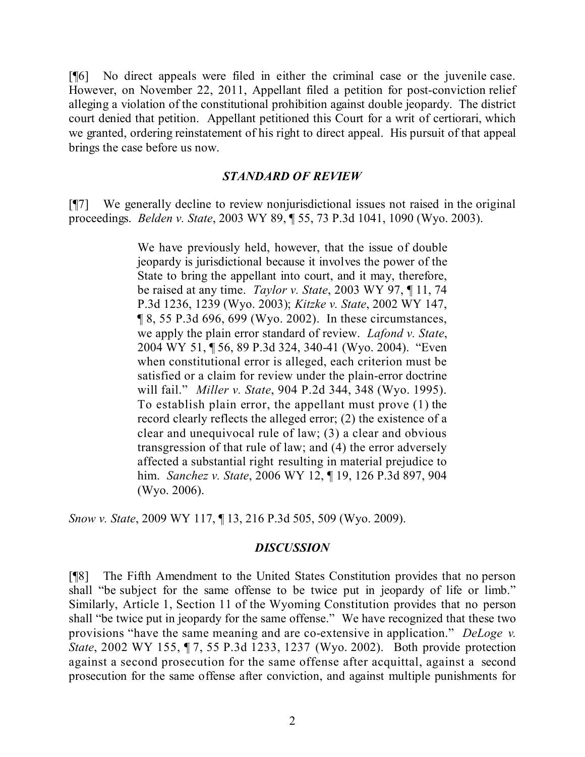[¶6] No direct appeals were filed in either the criminal case or the juvenile case. However, on November 22, 2011, Appellant filed a petition for post-conviction relief alleging a violation of the constitutional prohibition against double jeopardy. The district court denied that petition. Appellant petitioned this Court for a writ of certiorari, which we granted, ordering reinstatement of his right to direct appeal. His pursuit of that appeal brings the case before us now.

## *STANDARD OF REVIEW*

[¶7] We generally decline to review nonjurisdictional issues not raised in the original proceedings. *Belden v. State*, 2003 WY 89, ¶ 55, 73 P.3d 1041, 1090 (Wyo. 2003).

> We have previously held, however, that the issue of double jeopardy is jurisdictional because it involves the power of the State to bring the appellant into court, and it may, therefore, be raised at any time. *Taylor v. State*, 2003 WY 97, ¶ 11, 74 P.3d 1236, 1239 (Wyo. 2003); *Kitzke v. State*, 2002 WY 147, ¶ 8, 55 P.3d 696, 699 (Wyo. 2002). In these circumstances, we apply the plain error standard of review. *Lafond v. State*, 2004 WY 51, ¶ 56, 89 P.3d 324, 340-41 (Wyo. 2004). "Even when constitutional error is alleged, each criterion must be satisfied or a claim for review under the plain-error doctrine will fail." *Miller v. State*, 904 P.2d 344, 348 (Wyo. 1995). To establish plain error, the appellant must prove (1) the record clearly reflects the alleged error; (2) the existence of a clear and unequivocal rule of law; (3) a clear and obvious transgression of that rule of law; and (4) the error adversely affected a substantial right resulting in material prejudice to him. *Sanchez v. State*, 2006 WY 12, ¶ 19, 126 P.3d 897, 904 (Wyo. 2006).

*Snow v. State*, 2009 WY 117, ¶ 13, 216 P.3d 505, 509 (Wyo. 2009).

## *DISCUSSION*

[¶8] The Fifth Amendment to the United States Constitution provides that no person shall "be subject for the same offense to be twice put in jeopardy of life or limb." Similarly, Article 1, Section 11 of the Wyoming Constitution provides that no person shall "be twice put in jeopardy for the same offense." We have recognized that these two provisions "have the same meaning and are co-extensive in application." *DeLoge v. State*, 2002 WY 155, ¶ 7, 55 P.3d 1233, 1237 (Wyo. 2002). Both provide protection against a second prosecution for the same offense after acquittal, against a second prosecution for the same offense after conviction, and against multiple punishments for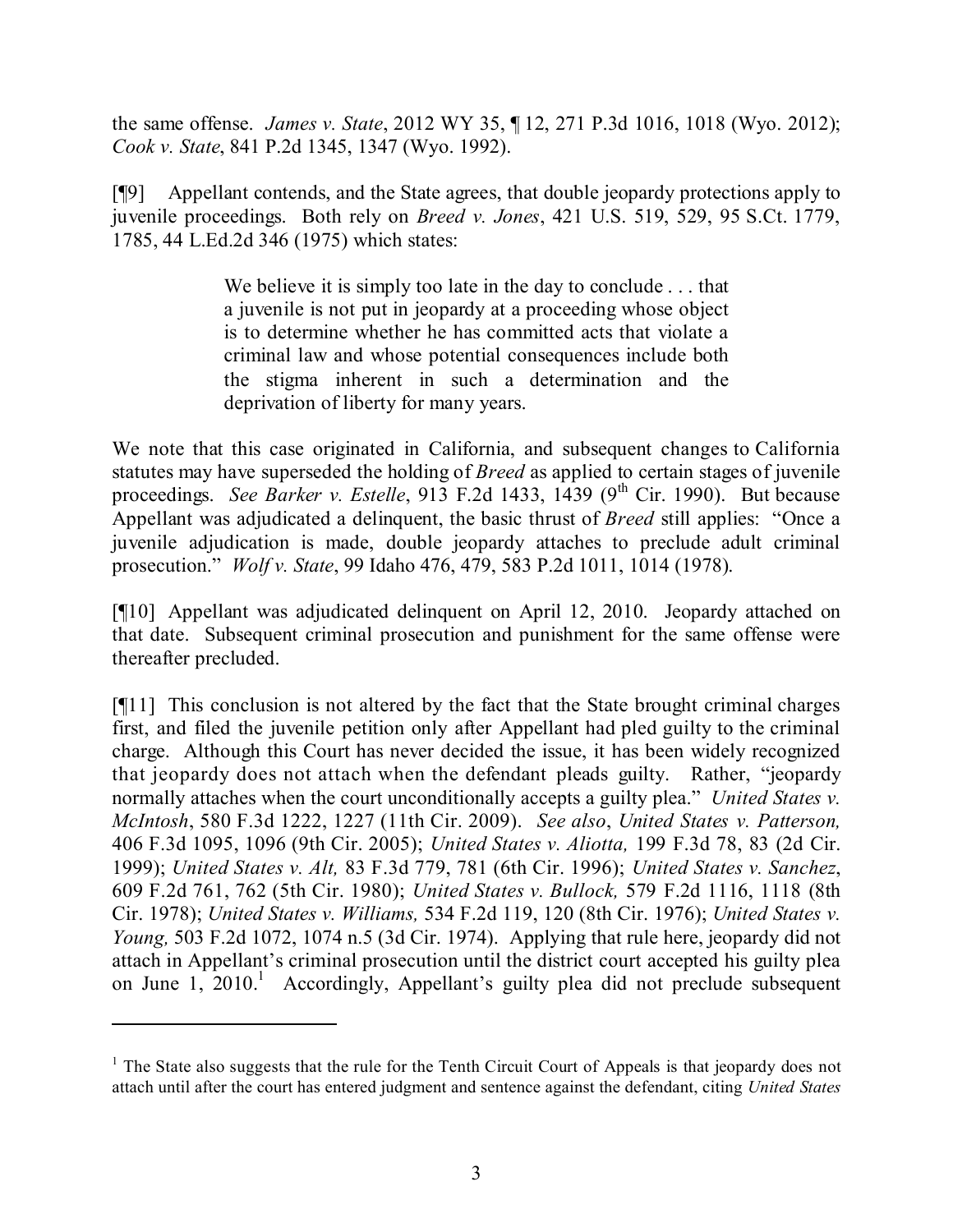the same offense. *James v. State*, 2012 WY 35, ¶ 12, 271 P.3d 1016, 1018 (Wyo. 2012); *Cook v. State*, 841 P.2d 1345, 1347 (Wyo. 1992).

[¶9] Appellant contends, and the State agrees, that double jeopardy protections apply to juvenile proceedings. Both rely on *Breed v. Jones*, 421 U.S. 519, 529, 95 S.Ct. 1779, 1785, 44 L.Ed.2d 346 (1975) which states:

> We believe it is simply too late in the day to conclude . . . that a juvenile is not put in jeopardy at a proceeding whose object is to determine whether he has committed acts that violate a criminal law and whose potential consequences include both the stigma inherent in such a determination and the deprivation of liberty for many years.

We note that this case originated in California, and subsequent changes to California statutes may have superseded the holding of *Breed* as applied to certain stages of juvenile proceedings. *See Barker v. Estelle*, 913 F.2d 1433, 1439 (9th Cir. 1990). But because Appellant was adjudicated a delinquent, the basic thrust of *Breed* still applies: "Once a juvenile adjudication is made, double jeopardy attaches to preclude adult criminal prosecution." *Wolf v. State*, 99 Idaho 476, 479, 583 P.2d 1011, 1014 (1978).

[¶10] Appellant was adjudicated delinquent on April 12, 2010. Jeopardy attached on that date. Subsequent criminal prosecution and punishment for the same offense were thereafter precluded.

[¶11] This conclusion is not altered by the fact that the State brought criminal charges first, and filed the juvenile petition only after Appellant had pled guilty to the criminal charge. Although this Court has never decided the issue, it has been widely recognized that jeopardy does not attach when the defendant pleads guilty. Rather, "jeopardy normally attaches when the court unconditionally accepts a guilty plea." *United States v. McIntosh*, 580 F.3d 1222, 1227 (11th Cir. 2009). *See also*, *United States v. Patterson,* 406 F.3d 1095, 1096 (9th Cir. 2005); *United States v. Aliotta,* 199 F.3d 78, 83 (2d Cir. 1999); *United States v. Alt,* 83 F.3d 779, 781 (6th Cir. 1996); *United States v. Sanchez*, 609 F.2d 761, 762 (5th Cir. 1980); *United States v. Bullock,* 579 F.2d 1116, 1118 (8th Cir. 1978); *United States v. Williams,* 534 F.2d 119, 120 (8th Cir. 1976); *United States v. Young,* 503 F.2d 1072, 1074 n.5 (3d Cir. 1974). Applying that rule here, jeopardy did not attach in Appellant's criminal prosecution until the district court accepted his guilty plea on June 1, 2010.[1] Accordingly, Appellant's guilty plea did not preclude subsequent

---

[1] The State also suggests that the rule for the Tenth Circuit Court of Appeals is that jeopardy does not attach until after the court has entered judgment and sentence against the defendant, citing *United States*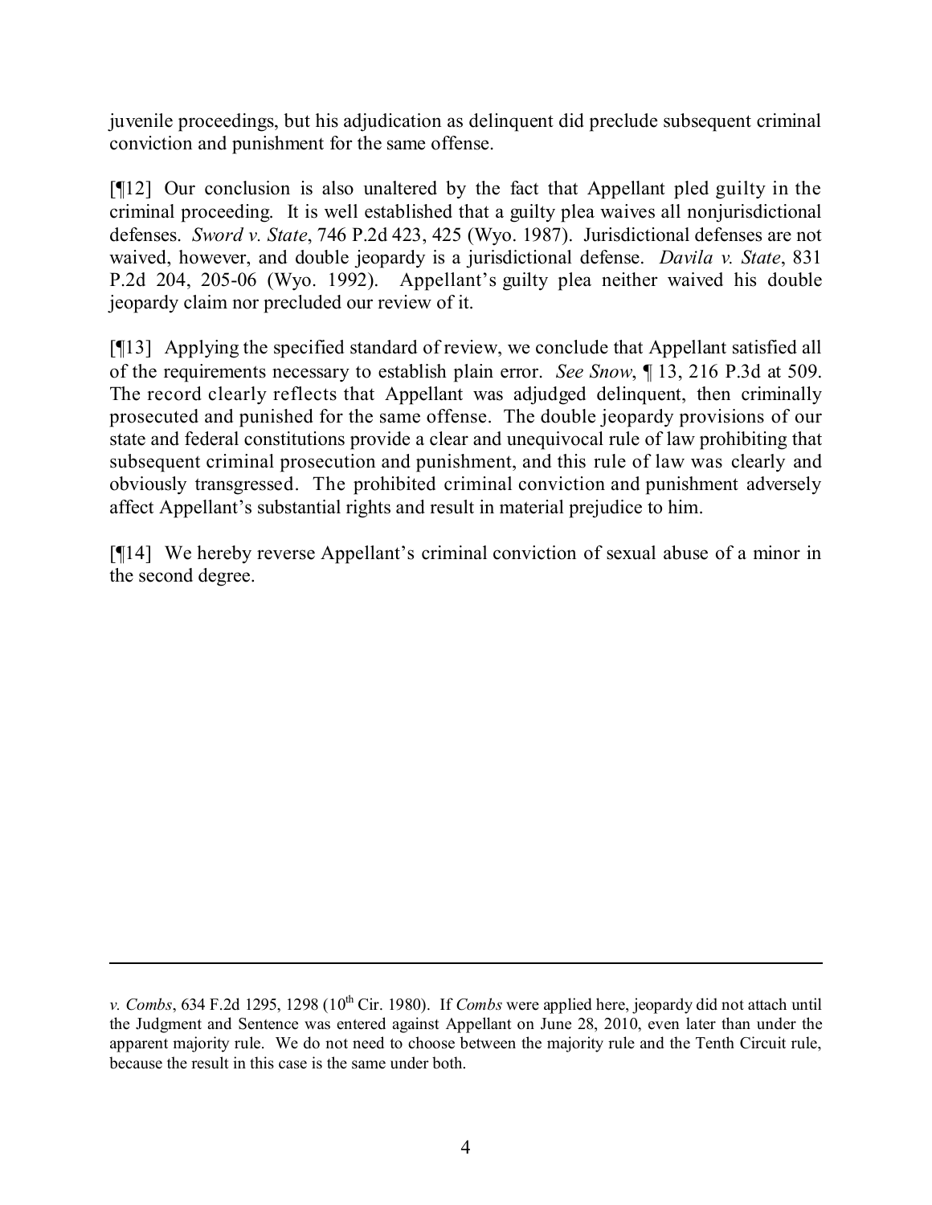juvenile proceedings, but his adjudication as delinquent did preclude subsequent criminal conviction and punishment for the same offense.

[¶12] Our conclusion is also unaltered by the fact that Appellant pled guilty in the criminal proceeding. It is well established that a guilty plea waives all nonjurisdictional defenses. *Sword v. State*, 746 P.2d 423, 425 (Wyo. 1987). Jurisdictional defenses are not waived, however, and double jeopardy is a jurisdictional defense. *Davila v. State*, 831 P.2d 204, 205-06 (Wyo. 1992). Appellant's guilty plea neither waived his double jeopardy claim nor precluded our review of it.

[¶13] Applying the specified standard of review, we conclude that Appellant satisfied all of the requirements necessary to establish plain error. *See Snow*, ¶ 13, 216 P.3d at 509. The record clearly reflects that Appellant was adjudged delinquent, then criminally prosecuted and punished for the same offense. The double jeopardy provisions of our state and federal constitutions provide a clear and unequivocal rule of law prohibiting that subsequent criminal prosecution and punishment, and this rule of law was clearly and obviously transgressed. The prohibited criminal conviction and punishment adversely affect Appellant's substantial rights and result in material prejudice to him.

[¶14] We hereby reverse Appellant's criminal conviction of sexual abuse of a minor in the second degree.

---

*v. Combs*, 634 F.2d 1295, 1298 (10th Cir. 1980). If *Combs* were applied here, jeopardy did not attach until the Judgment and Sentence was entered against Appellant on June 28, 2010, even later than under the apparent majority rule. We do not need to choose between the majority rule and the Tenth Circuit rule, because the result in this case is the same under both.